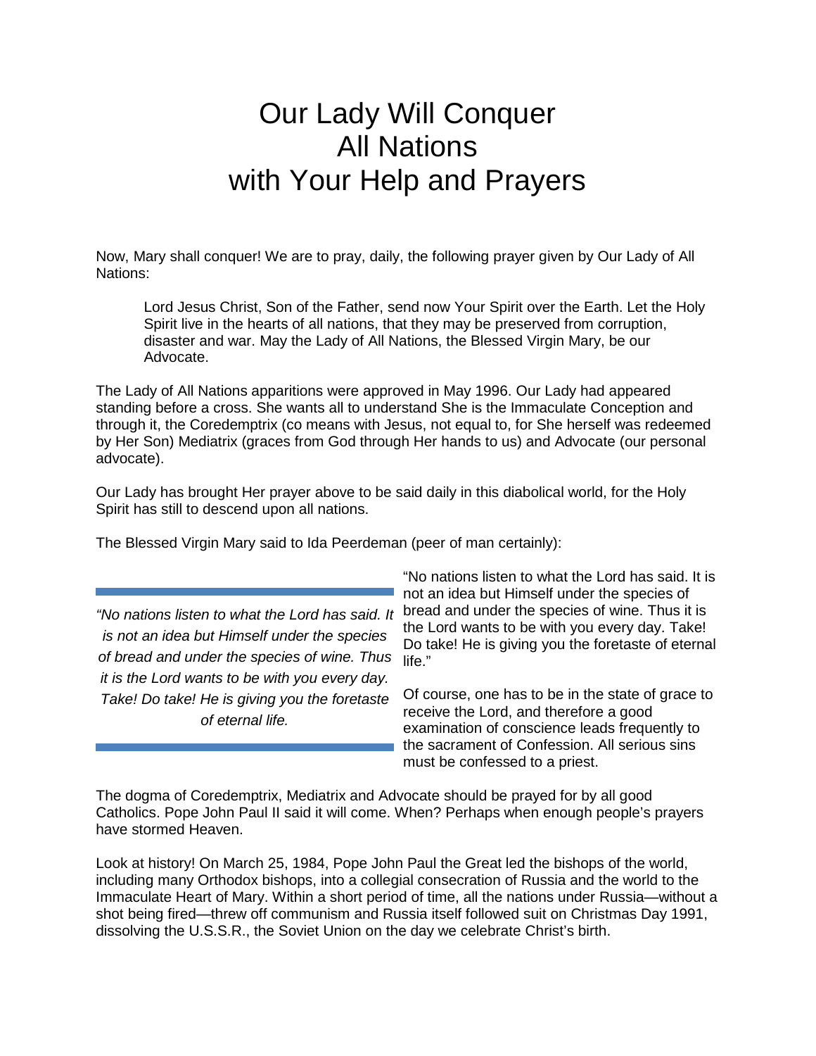# Our Lady Will Conquer All Nations with Your Help and Prayers

Now, Mary shall conquer! We are to pray, daily, the following prayer given by Our Lady of All Nations:

> Lord Jesus Christ, Son of the Father, send now Your Spirit over the Earth. Let the Holy Spirit live in the hearts of all nations, that they may be preserved from corruption, disaster and war. May the Lady of All Nations, the Blessed Virgin Mary, be our Advocate.

The Lady of All Nations apparitions were approved in May 1996. Our Lady had appeared standing before a cross. She wants all to understand She is the Immaculate Conception and through it, the Coredemptrix (co means with Jesus, not equal to, for She herself was redeemed by Her Son) Mediatrix (graces from God through Her hands to us) and Advocate (our personal advocate).

Our Lady has brought Her prayer above to be said daily in this diabolical world, for the Holy Spirit has still to descend upon all nations.

The Blessed Virgin Mary said to Ida Peerdeman (peer of man certainly):

"No nations listen to what the Lord has said. It is not an idea but Himself under the species of bread and under the species of wine. Thus it is the Lord wants to be with you every day. Take! Do take! He is giving you the foretaste of eternal life."

> *"No nations listen to what the Lord has said. It is not an idea but Himself under the species of bread and under the species of wine. Thus it is the Lord wants to be with you every day. Take! Do take! He is giving you the foretaste of eternal life.*

Of course, one has to be in the state of grace to receive the Lord, and therefore a good examination of conscience leads frequently to the sacrament of Confession. All serious sins must be confessed to a priest.

The dogma of Coredemptrix, Mediatrix and Advocate should be prayed for by all good Catholics. Pope John Paul II said it will come. When? Perhaps when enough people's prayers have stormed Heaven.

Look at history! On March 25, 1984, Pope John Paul the Great led the bishops of the world, including many Orthodox bishops, into a collegial consecration of Russia and the world to the Immaculate Heart of Mary. Within a short period of time, all the nations under Russia—without a shot being fired—threw off communism and Russia itself followed suit on Christmas Day 1991, dissolving the U.S.S.R., the Soviet Union on the day we celebrate Christ's birth.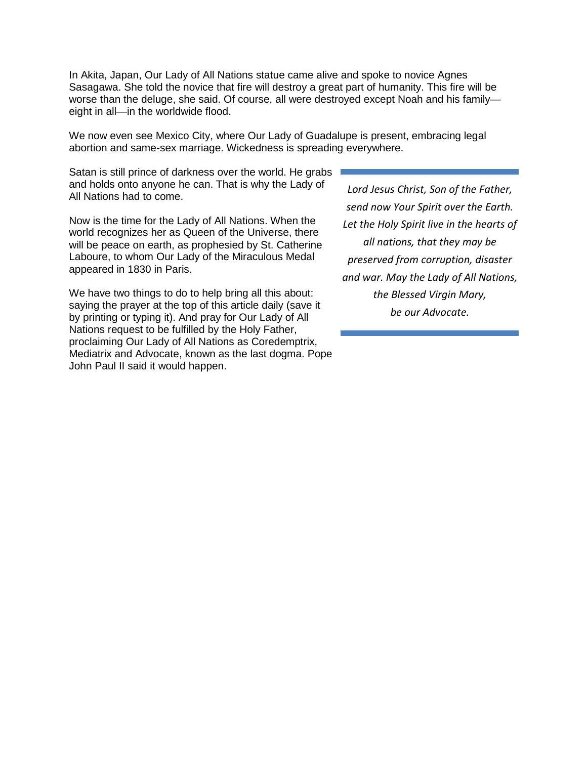In Akita, Japan, Our Lady of All Nations statue came alive and spoke to novice Agnes Sasagawa. She told the novice that fire will destroy a great part of humanity. This fire will be worse than the deluge, she said. Of course, all were destroyed except Noah and his family—eight in all—in the worldwide flood.

We now even see Mexico City, where Our Lady of Guadalupe is present, embracing legal abortion and same-sex marriage. Wickedness is spreading everywhere.

Satan is still prince of darkness over the world. He grabs and holds onto anyone he can. That is why the Lady of All Nations had to come.

Now is the time for the Lady of All Nations. When the world recognizes her as Queen of the Universe, there will be peace on earth, as prophesied by St. Catherine Laboure, to whom Our Lady of the Miraculous Medal appeared in 1830 in Paris.

We have two things to do to help bring all this about: saying the prayer at the top of this article daily (save it by printing or typing it). And pray for Our Lady of All Nations request to be fulfilled by the Holy Father, proclaiming Our Lady of All Nations as Coredemptrix, Mediatrix and Advocate, known as the last dogma. Pope John Paul II said it would happen.

*Lord Jesus Christ, Son of the Father, send now Your Spirit over the Earth. Let the Holy Spirit live in the hearts of all nations, that they may be preserved from corruption, disaster and war. May the Lady of All Nations, the Blessed Virgin Mary, be our Advocate.*